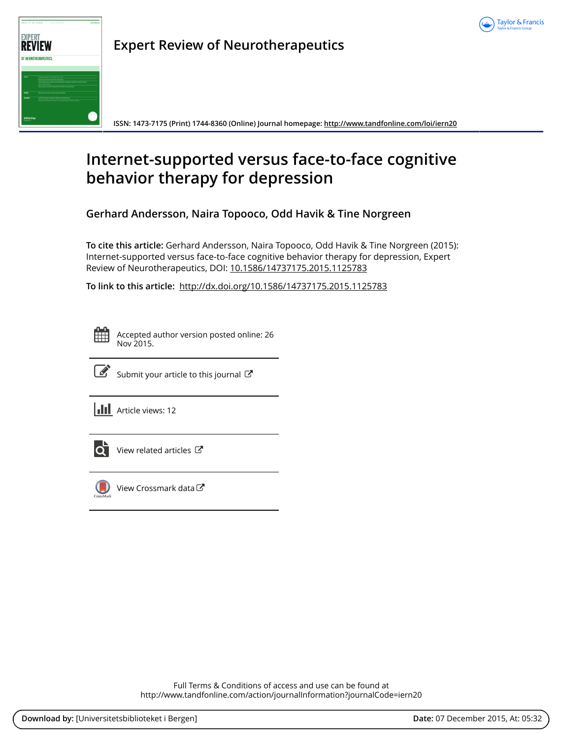Expert Review of Neurotherapeutics

ISSN: 1473-7175 (Print) 1744-8360 (Online) Journal homepage: http://www.tandfonline.com/loi/iern20

# Internet-supported versus face-to-face cognitive behavior therapy for depression

**Gerhard Andersson, Naira Topooco, Odd Havik & Tine Norgreen**

**To cite this article:** Gerhard Andersson, Naira Topooco, Odd Havik & Tine Norgreen (2015): Internet-supported versus face-to-face cognitive behavior therapy for depression, Expert Review of Neurotherapeutics, DOI: 10.1586/14737175.2015.1125783

**To link to this article:** http://dx.doi.org/10.1586/14737175.2015.1125783

Accepted author version posted online: 26 Nov 2015.

Submit your article to this journal

Article views: 12

View related articles

View Crossmark data

Full Terms & Conditions of access and use can be found at
http://www.tandfonline.com/action/journalInformation?journalCode=iern20

**Download by:** [Universitetsbiblioteket i Bergen] **Date:** 07 December 2015, At: 05:32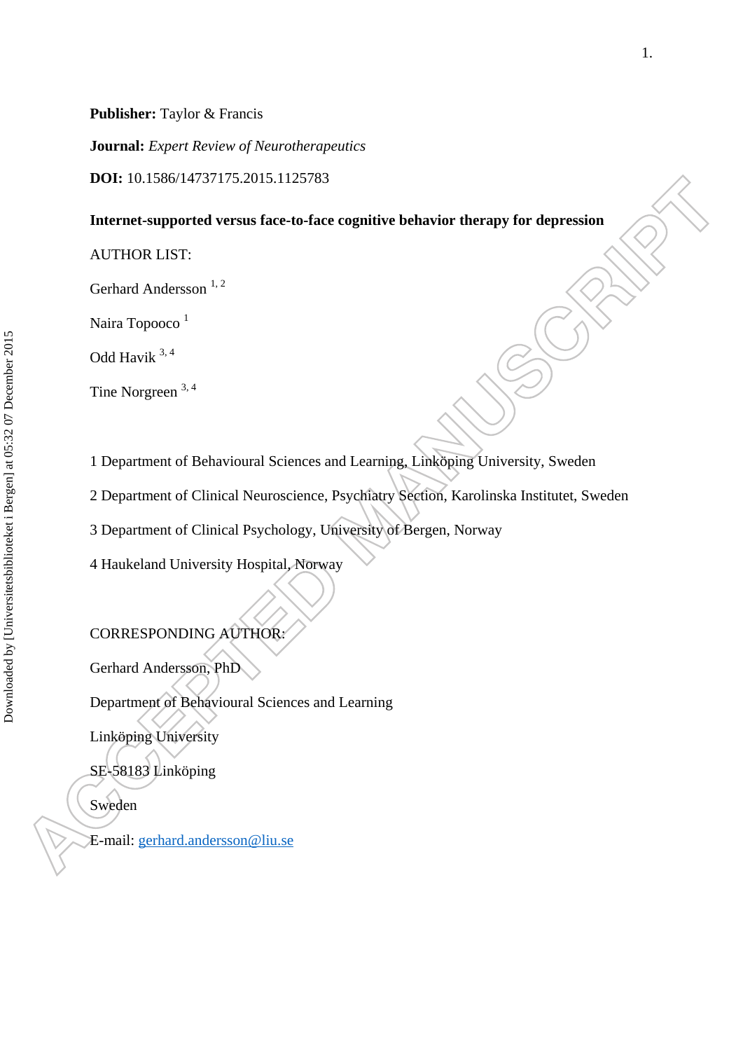**Publisher:** Taylor & Francis

**Journal:** *Expert Review of Neurotherapeutics*

**DOI:** 10.1586/14737175.2015.1125783

**Internet-supported versus face-to-face cognitive behavior therapy for depression**

AUTHOR LIST:

Gerhard Andersson [1, 2]

Naira Topooco [1]

Odd Havik [3, 4]

Tine Norgreen [3, 4]

1 Department of Behavioural Sciences and Learning, Linköping University, Sweden

2 Department of Clinical Neuroscience, Psychiatry Section, Karolinska Institutet, Sweden

3 Department of Clinical Psychology, University of Bergen, Norway

4 Haukeland University Hospital, Norway

CORRESPONDING AUTHOR:

Gerhard Andersson, PhD

Department of Behavioural Sciences and Learning

Linköping University

SE-58183 Linköping

Sweden

E-mail: gerhard.andersson@liu.se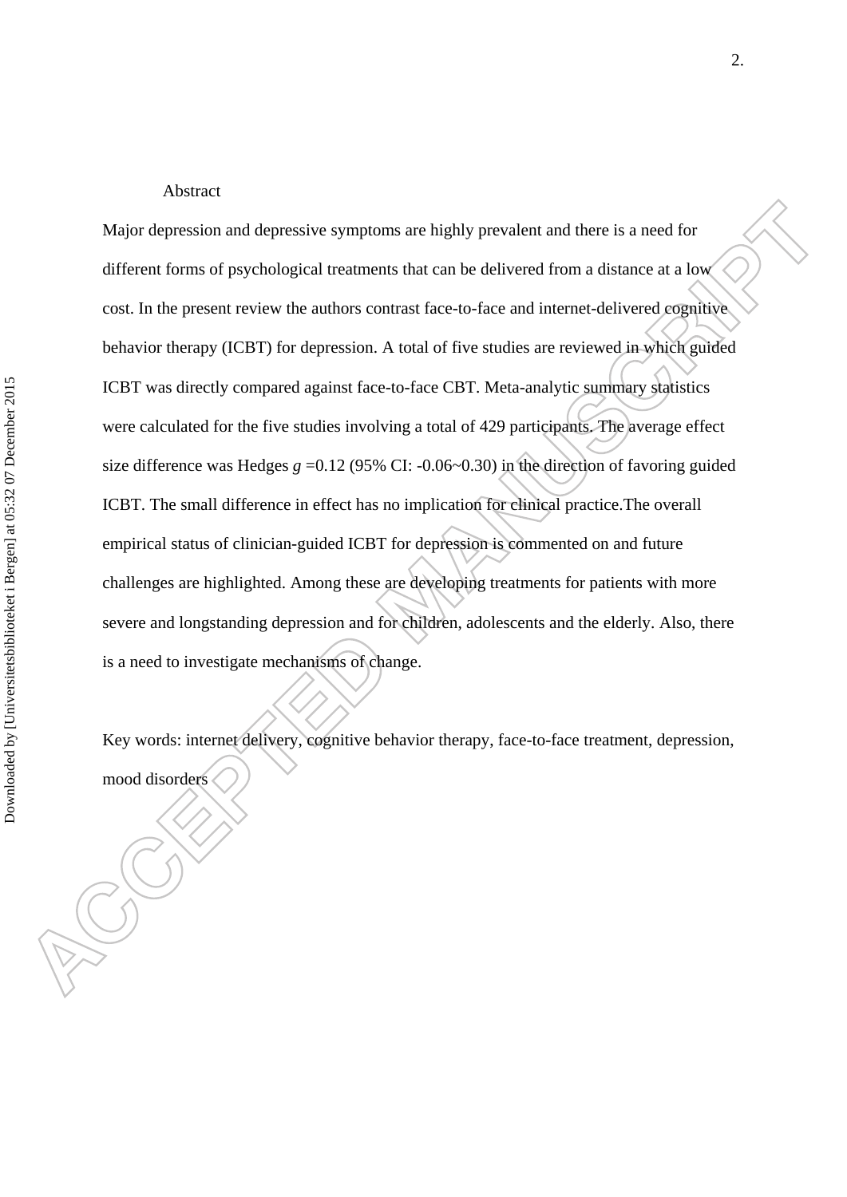## Abstract

Major depression and depressive symptoms are highly prevalent and there is a need for different forms of psychological treatments that can be delivered from a distance at a low cost. In the present review the authors contrast face-to-face and internet-delivered cognitive behavior therapy (ICBT) for depression. A total of five studies are reviewed in which guided ICBT was directly compared against face-to-face CBT. Meta-analytic summary statistics were calculated for the five studies involving a total of 429 participants. The average effect size difference was Hedges $g$ =0.12 (95% CI: -0.06~0.30) in the direction of favoring guided ICBT. The small difference in effect has no implication for clinical practice.The overall empirical status of clinician-guided ICBT for depression is commented on and future challenges are highlighted. Among these are developing treatments for patients with more severe and longstanding depression and for children, adolescents and the elderly. Also, there is a need to investigate mechanisms of change.

Key words: internet delivery, cognitive behavior therapy, face-to-face treatment, depression, mood disorders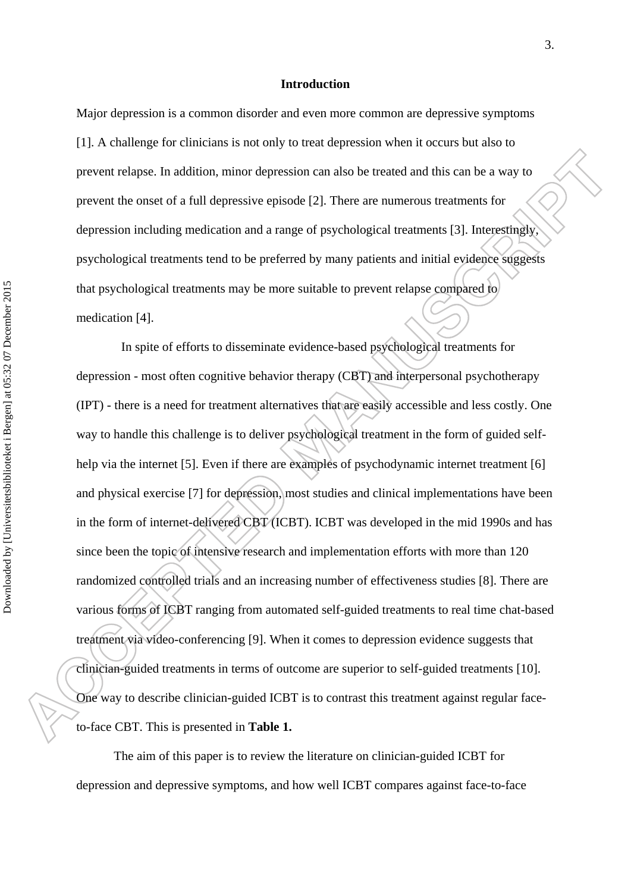## Introduction

Major depression is a common disorder and even more common are depressive symptoms [1]. A challenge for clinicians is not only to treat depression when it occurs but also to prevent relapse. In addition, minor depression can also be treated and this can be a way to prevent the onset of a full depressive episode [2]. There are numerous treatments for depression including medication and a range of psychological treatments [3]. Interestingly, psychological treatments tend to be preferred by many patients and initial evidence suggests that psychological treatments may be more suitable to prevent relapse compared to medication [4].

In spite of efforts to disseminate evidence-based psychological treatments for depression - most often cognitive behavior therapy (CBT) and interpersonal psychotherapy (IPT) - there is a need for treatment alternatives that are easily accessible and less costly. One way to handle this challenge is to deliver psychological treatment in the form of guided self-help via the internet [5]. Even if there are examples of psychodynamic internet treatment [6] and physical exercise [7] for depression, most studies and clinical implementations have been in the form of internet-delivered CBT (ICBT). ICBT was developed in the mid 1990s and has since been the topic of intensive research and implementation efforts with more than 120 randomized controlled trials and an increasing number of effectiveness studies [8]. There are various forms of ICBT ranging from automated self-guided treatments to real time chat-based treatment via video-conferencing [9]. When it comes to depression evidence suggests that clinician-guided treatments in terms of outcome are superior to self-guided treatments [10]. One way to describe clinician-guided ICBT is to contrast this treatment against regular face-to-face CBT. This is presented in **Table 1.**

The aim of this paper is to review the literature on clinician-guided ICBT for depression and depressive symptoms, and how well ICBT compares against face-to-face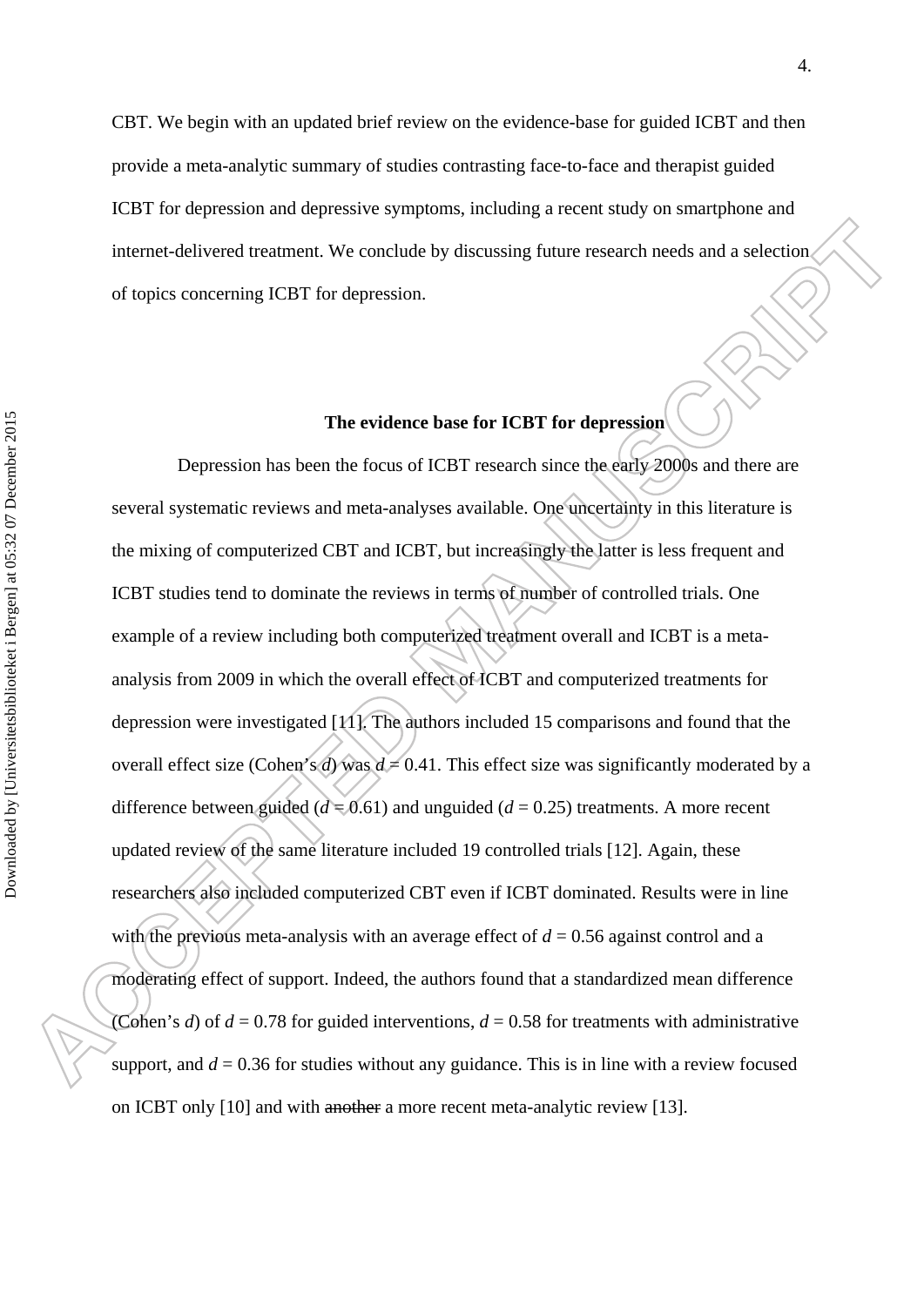CBT. We begin with an updated brief review on the evidence-base for guided ICBT and then provide a meta-analytic summary of studies contrasting face-to-face and therapist guided ICBT for depression and depressive symptoms, including a recent study on smartphone and internet-delivered treatment. We conclude by discussing future research needs and a selection of topics concerning ICBT for depression.

## The evidence base for ICBT for depression

Depression has been the focus of ICBT research since the early 2000s and there are several systematic reviews and meta-analyses available. One uncertainty in this literature is the mixing of computerized CBT and ICBT, but increasingly the latter is less frequent and ICBT studies tend to dominate the reviews in terms of number of controlled trials. One example of a review including both computerized treatment overall and ICBT is a meta-analysis from 2009 in which the overall effect of ICBT and computerized treatments for depression were investigated [11]. The authors included 15 comparisons and found that the overall effect size (Cohen's *d*) was $d = 0.41$. This effect size was significantly moderated by a difference between guided ($d = 0.61$) and unguided ($d = 0.25$) treatments. A more recent updated review of the same literature included 19 controlled trials [12]. Again, these researchers also included computerized CBT even if ICBT dominated. Results were in line with the previous meta-analysis with an average effect of $d = 0.56$ against control and a moderating effect of support. Indeed, the authors found that a standardized mean difference (Cohen's *d*) of $d = 0.78$ for guided interventions, $d = 0.58$ for treatments with administrative support, and $d = 0.36$ for studies without any guidance. This is in line with a review focused on ICBT only [10] and with ~~another~~ a more recent meta-analytic review [13].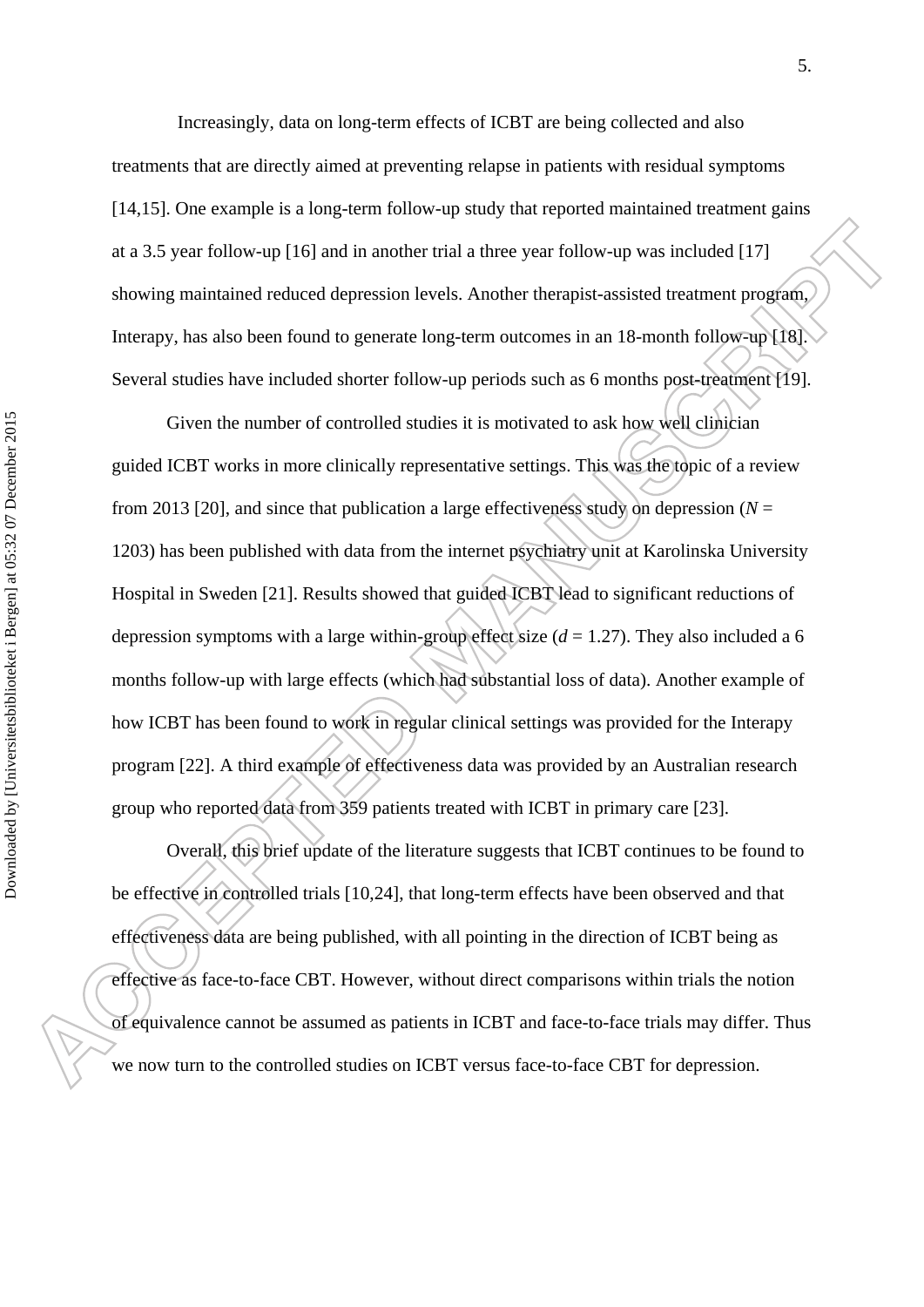Increasingly, data on long-term effects of ICBT are being collected and also treatments that are directly aimed at preventing relapse in patients with residual symptoms [14,15]. One example is a long-term follow-up study that reported maintained treatment gains at a 3.5 year follow-up [16] and in another trial a three year follow-up was included [17] showing maintained reduced depression levels. Another therapist-assisted treatment program, Interapy, has also been found to generate long-term outcomes in an 18-month follow-up [18]. Several studies have included shorter follow-up periods such as 6 months post-treatment [19].

Given the number of controlled studies it is motivated to ask how well clinician guided ICBT works in more clinically representative settings. This was the topic of a review from 2013 [20], and since that publication a large effectiveness study on depression ($N$ = 1203) has been published with data from the internet psychiatry unit at Karolinska University Hospital in Sweden [21]. Results showed that guided ICBT lead to significant reductions of depression symptoms with a large within-group effect size ($d$ = 1.27). They also included a 6 months follow-up with large effects (which had substantial loss of data). Another example of how ICBT has been found to work in regular clinical settings was provided for the Interapy program [22]. A third example of effectiveness data was provided by an Australian research group who reported data from 359 patients treated with ICBT in primary care [23].

Overall, this brief update of the literature suggests that ICBT continues to be found to be effective in controlled trials [10,24], that long-term effects have been observed and that effectiveness data are being published, with all pointing in the direction of ICBT being as effective as face-to-face CBT. However, without direct comparisons within trials the notion of equivalence cannot be assumed as patients in ICBT and face-to-face trials may differ. Thus we now turn to the controlled studies on ICBT versus face-to-face CBT for depression.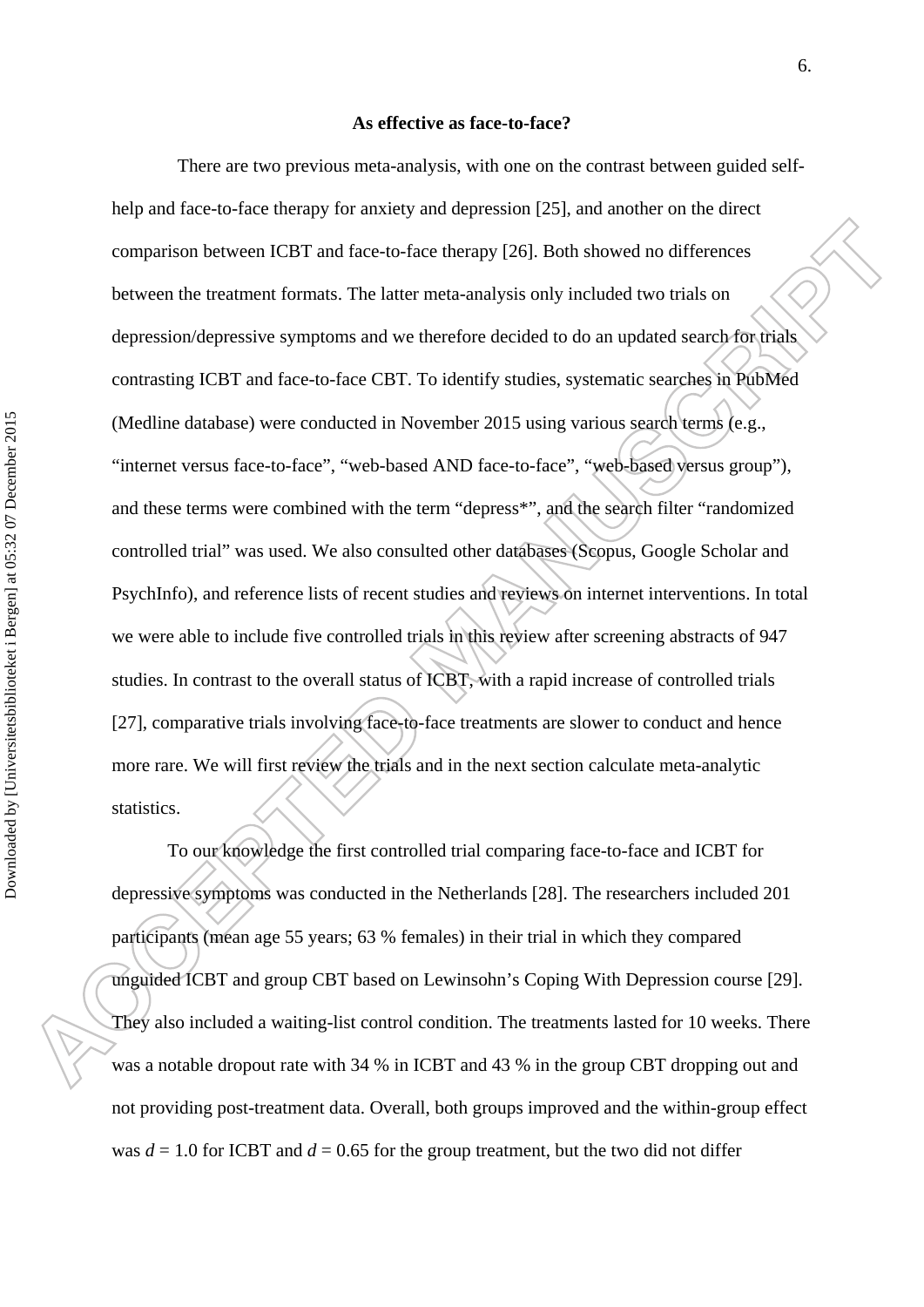**As effective as face-to-face?**

There are two previous meta-analysis, with one on the contrast between guided self-help and face-to-face therapy for anxiety and depression [25], and another on the direct comparison between ICBT and face-to-face therapy [26]. Both showed no differences between the treatment formats. The latter meta-analysis only included two trials on depression/depressive symptoms and we therefore decided to do an updated search for trials contrasting ICBT and face-to-face CBT. To identify studies, systematic searches in PubMed (Medline database) were conducted in November 2015 using various search terms (e.g., "internet versus face-to-face", "web-based AND face-to-face", "web-based versus group"), and these terms were combined with the term "depress*", and the search filter "randomized controlled trial" was used. We also consulted other databases (Scopus, Google Scholar and PsychInfo), and reference lists of recent studies and reviews on internet interventions. In total we were able to include five controlled trials in this review after screening abstracts of 947 studies. In contrast to the overall status of ICBT, with a rapid increase of controlled trials [27], comparative trials involving face-to-face treatments are slower to conduct and hence more rare. We will first review the trials and in the next section calculate meta-analytic statistics.

To our knowledge the first controlled trial comparing face-to-face and ICBT for depressive symptoms was conducted in the Netherlands [28]. The researchers included 201 participants (mean age 55 years; 63 % females) in their trial in which they compared unguided ICBT and group CBT based on Lewinsohn's Coping With Depression course [29]. They also included a waiting-list control condition. The treatments lasted for 10 weeks. There was a notable dropout rate with 34 % in ICBT and 43 % in the group CBT dropping out and not providing post-treatment data. Overall, both groups improved and the within-group effect was $d$ = 1.0 for ICBT and $d$ = 0.65 for the group treatment, but the two did not differ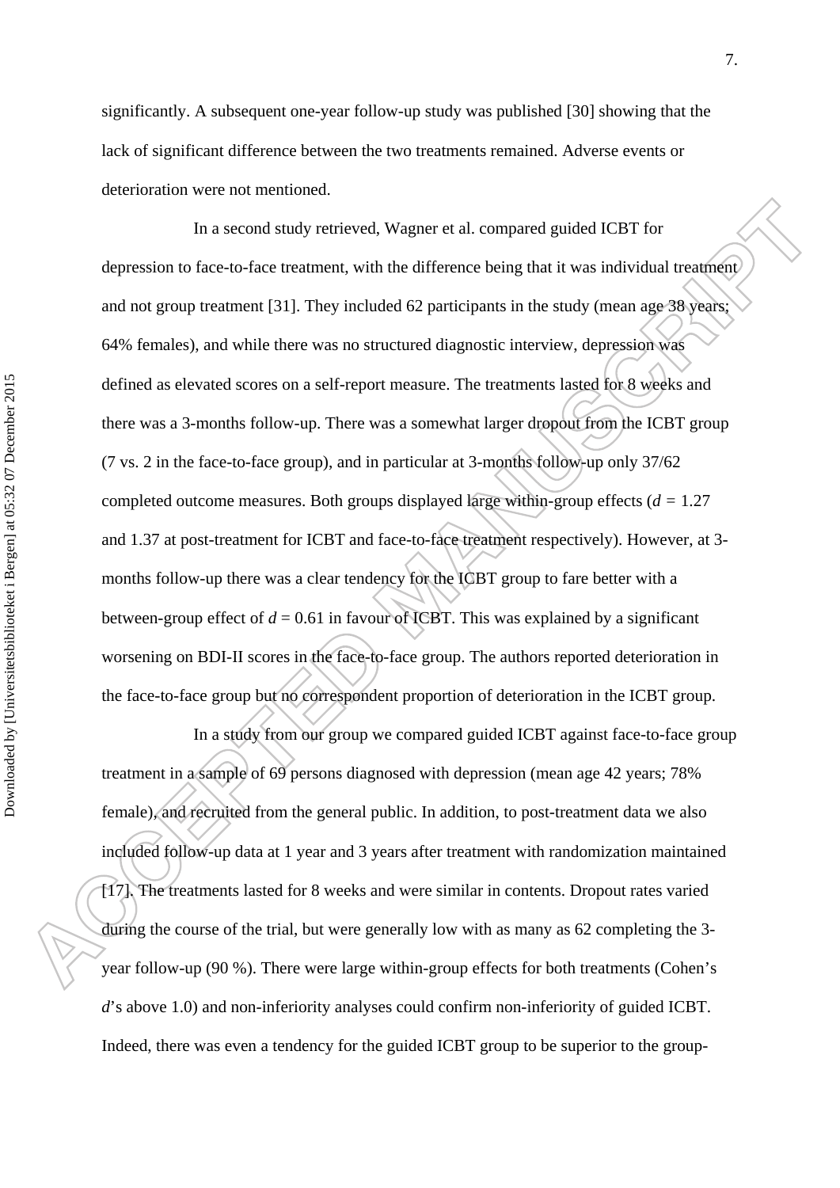significantly. A subsequent one-year follow-up study was published [30] showing that the lack of significant difference between the two treatments remained. Adverse events or deterioration were not mentioned.

In a second study retrieved, Wagner et al. compared guided ICBT for depression to face-to-face treatment, with the difference being that it was individual treatment and not group treatment [31]. They included 62 participants in the study (mean age 38 years; 64% females), and while there was no structured diagnostic interview, depression was defined as elevated scores on a self-report measure. The treatments lasted for 8 weeks and there was a 3-months follow-up. There was a somewhat larger dropout from the ICBT group (7 vs. 2 in the face-to-face group), and in particular at 3-months follow-up only 37/62 completed outcome measures. Both groups displayed large within-group effects ($d$ = 1.27 and 1.37 at post-treatment for ICBT and face-to-face treatment respectively). However, at 3-months follow-up there was a clear tendency for the ICBT group to fare better with a between-group effect of $d$ = 0.61 in favour of ICBT. This was explained by a significant worsening on BDI-II scores in the face-to-face group. The authors reported deterioration in the face-to-face group but no correspondent proportion of deterioration in the ICBT group.

In a study from our group we compared guided ICBT against face-to-face group treatment in a sample of 69 persons diagnosed with depression (mean age 42 years; 78% female), and recruited from the general public. In addition, to post-treatment data we also included follow-up data at 1 year and 3 years after treatment with randomization maintained [17]. The treatments lasted for 8 weeks and were similar in contents. Dropout rates varied during the course of the trial, but were generally low with as many as 62 completing the 3-year follow-up (90 %). There were large within-group effects for both treatments (Cohen's $d$'s above 1.0) and non-inferiority analyses could confirm non-inferiority of guided ICBT. Indeed, there was even a tendency for the guided ICBT group to be superior to the group-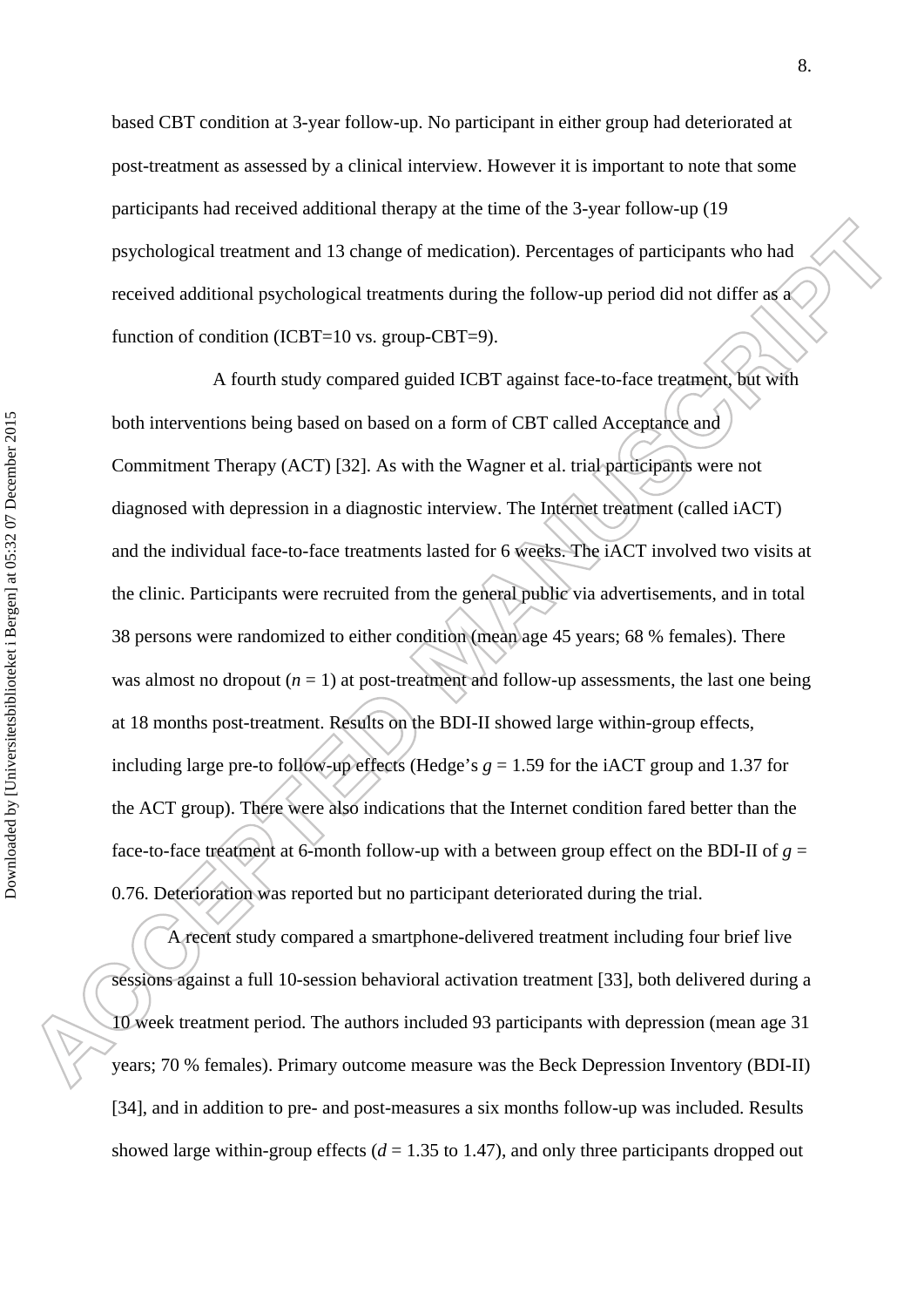based CBT condition at 3-year follow-up. No participant in either group had deteriorated at post-treatment as assessed by a clinical interview. However it is important to note that some participants had received additional therapy at the time of the 3-year follow-up (19 psychological treatment and 13 change of medication). Percentages of participants who had received additional psychological treatments during the follow-up period did not differ as a function of condition (ICBT=10 vs. group-CBT=9).

A fourth study compared guided ICBT against face-to-face treatment, but with both interventions being based on based on a form of CBT called Acceptance and Commitment Therapy (ACT) [32]. As with the Wagner et al. trial participants were not diagnosed with depression in a diagnostic interview. The Internet treatment (called iACT) and the individual face-to-face treatments lasted for 6 weeks. The iACT involved two visits at the clinic. Participants were recruited from the general public via advertisements, and in total 38 persons were randomized to either condition (mean age 45 years; 68 % females). There was almost no dropout ($n$ = 1) at post-treatment and follow-up assessments, the last one being at 18 months post-treatment. Results on the BDI-II showed large within-group effects, including large pre-to follow-up effects (Hedge's $g$ = 1.59 for the iACT group and 1.37 for the ACT group). There were also indications that the Internet condition fared better than the face-to-face treatment at 6-month follow-up with a between group effect on the BDI-II of $g$ = 0.76. Deterioration was reported but no participant deteriorated during the trial.

A recent study compared a smartphone-delivered treatment including four brief live sessions against a full 10-session behavioral activation treatment [33], both delivered during a 10 week treatment period. The authors included 93 participants with depression (mean age 31 years; 70 % females). Primary outcome measure was the Beck Depression Inventory (BDI-II) [34], and in addition to pre- and post-measures a six months follow-up was included. Results showed large within-group effects ($d$ = 1.35 to 1.47), and only three participants dropped out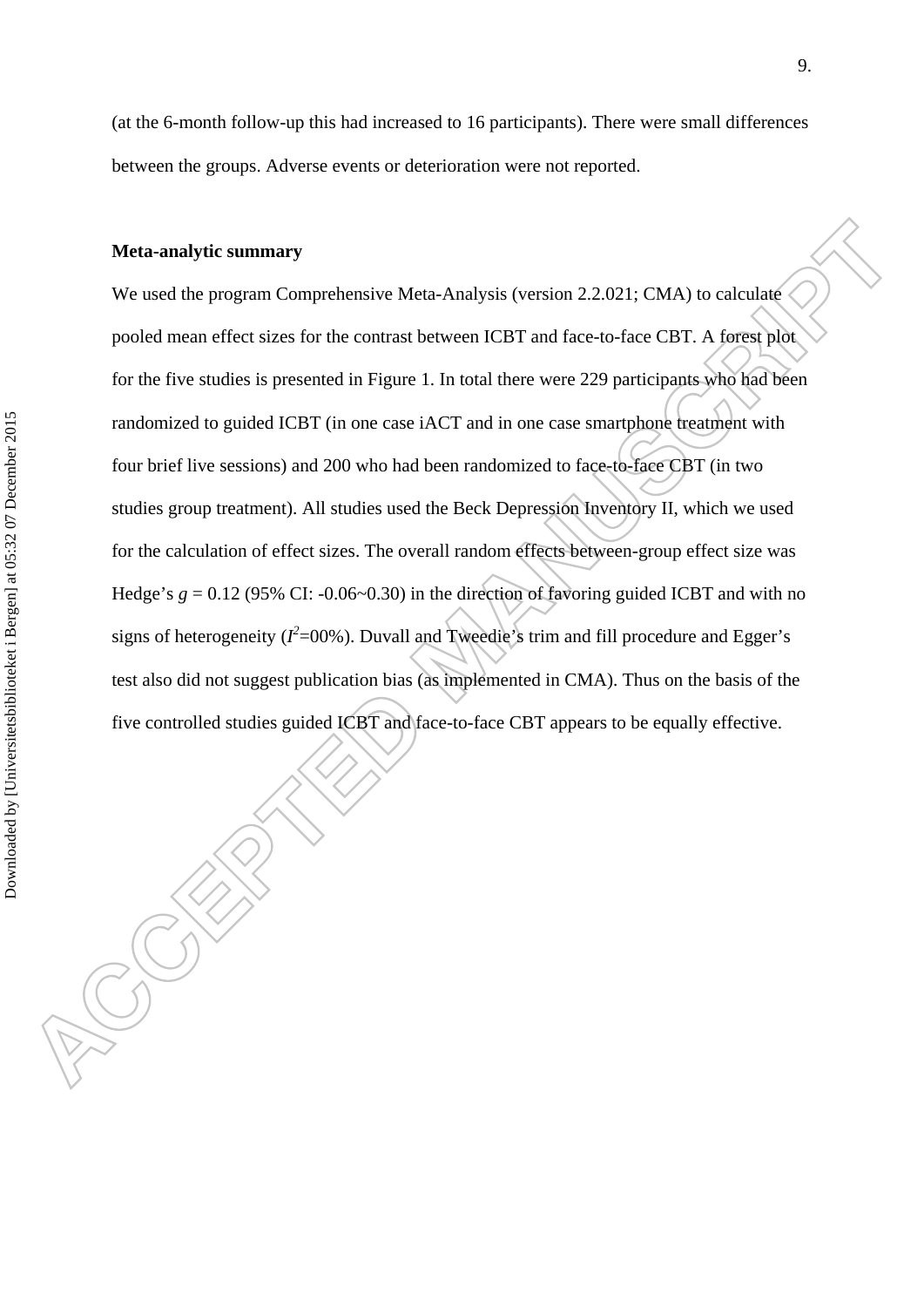(at the 6-month follow-up this had increased to 16 participants). There were small differences between the groups. Adverse events or deterioration were not reported.

**Meta-analytic summary**

We used the program Comprehensive Meta-Analysis (version 2.2.021; CMA) to calculate pooled mean effect sizes for the contrast between ICBT and face-to-face CBT. A forest plot for the five studies is presented in Figure 1. In total there were 229 participants who had been randomized to guided ICBT (in one case iACT and in one case smartphone treatment with four brief live sessions) and 200 who had been randomized to face-to-face CBT (in two studies group treatment). All studies used the Beck Depression Inventory II, which we used for the calculation of effect sizes. The overall random effects between-group effect size was Hedge's $g$ = 0.12 (95% CI: -0.06~0.30) in the direction of favoring guided ICBT and with no signs of heterogeneity ($I^2$=00%). Duvall and Tweedie's trim and fill procedure and Egger's test also did not suggest publication bias (as implemented in CMA). Thus on the basis of the five controlled studies guided ICBT and face-to-face CBT appears to be equally effective.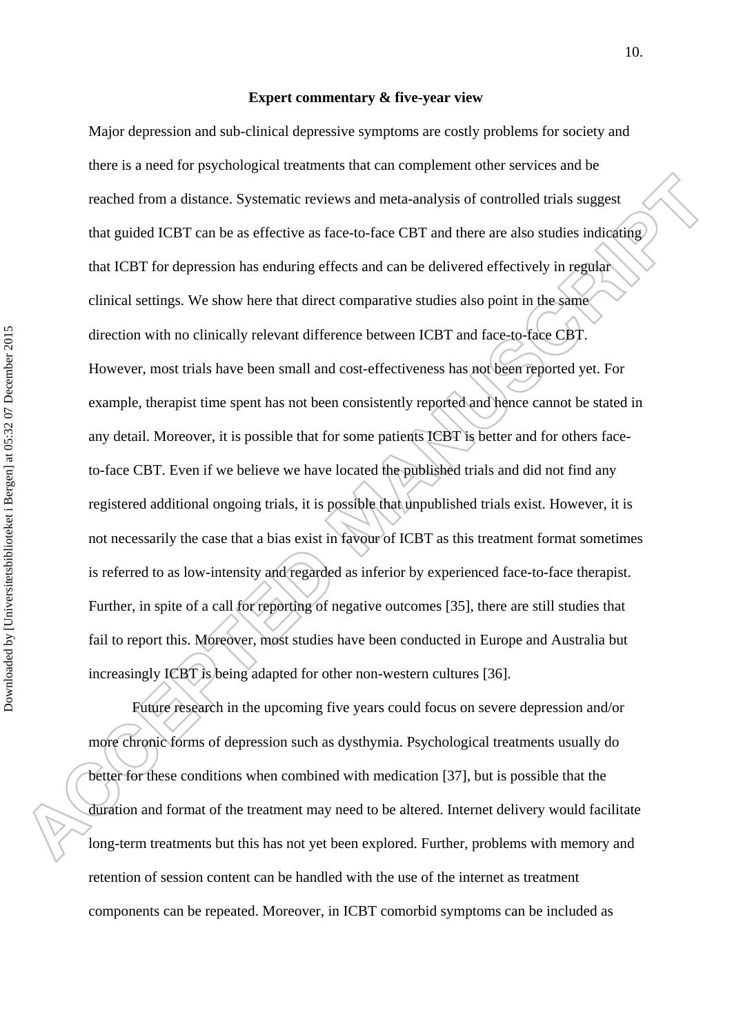**Expert commentary & five-year view**

Major depression and sub-clinical depressive symptoms are costly problems for society and there is a need for psychological treatments that can complement other services and be reached from a distance. Systematic reviews and meta-analysis of controlled trials suggest that guided ICBT can be as effective as face-to-face CBT and there are also studies indicating that ICBT for depression has enduring effects and can be delivered effectively in regular clinical settings. We show here that direct comparative studies also point in the same direction with no clinically relevant difference between ICBT and face-to-face CBT. However, most trials have been small and cost-effectiveness has not been reported yet. For example, therapist time spent has not been consistently reported and hence cannot be stated in any detail. Moreover, it is possible that for some patients ICBT is better and for others face-to-face CBT. Even if we believe we have located the published trials and did not find any registered additional ongoing trials, it is possible that unpublished trials exist. However, it is not necessarily the case that a bias exist in favour of ICBT as this treatment format sometimes is referred to as low-intensity and regarded as inferior by experienced face-to-face therapist. Further, in spite of a call for reporting of negative outcomes [35], there are still studies that fail to report this. Moreover, most studies have been conducted in Europe and Australia but increasingly ICBT is being adapted for other non-western cultures [36].

Future research in the upcoming five years could focus on severe depression and/or more chronic forms of depression such as dysthymia. Psychological treatments usually do better for these conditions when combined with medication [37], but is possible that the duration and format of the treatment may need to be altered. Internet delivery would facilitate long-term treatments but this has not yet been explored. Further, problems with memory and retention of session content can be handled with the use of the internet as treatment components can be repeated. Moreover, in ICBT comorbid symptoms can be included as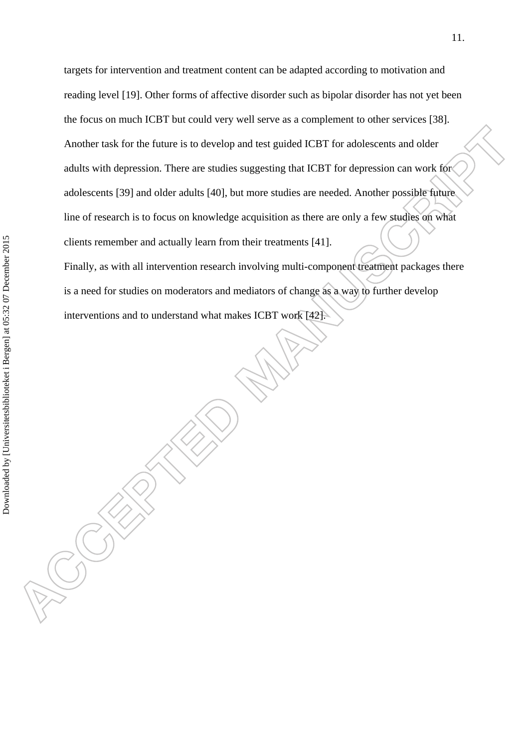targets for intervention and treatment content can be adapted according to motivation and reading level [19]. Other forms of affective disorder such as bipolar disorder has not yet been the focus on much ICBT but could very well serve as a complement to other services [38]. Another task for the future is to develop and test guided ICBT for adolescents and older adults with depression. There are studies suggesting that ICBT for depression can work for adolescents [39] and older adults [40], but more studies are needed. Another possible future line of research is to focus on knowledge acquisition as there are only a few studies on what clients remember and actually learn from their treatments [41].

Finally, as with all intervention research involving multi-component treatment packages there is a need for studies on moderators and mediators of change as a way to further develop interventions and to understand what makes ICBT work [42].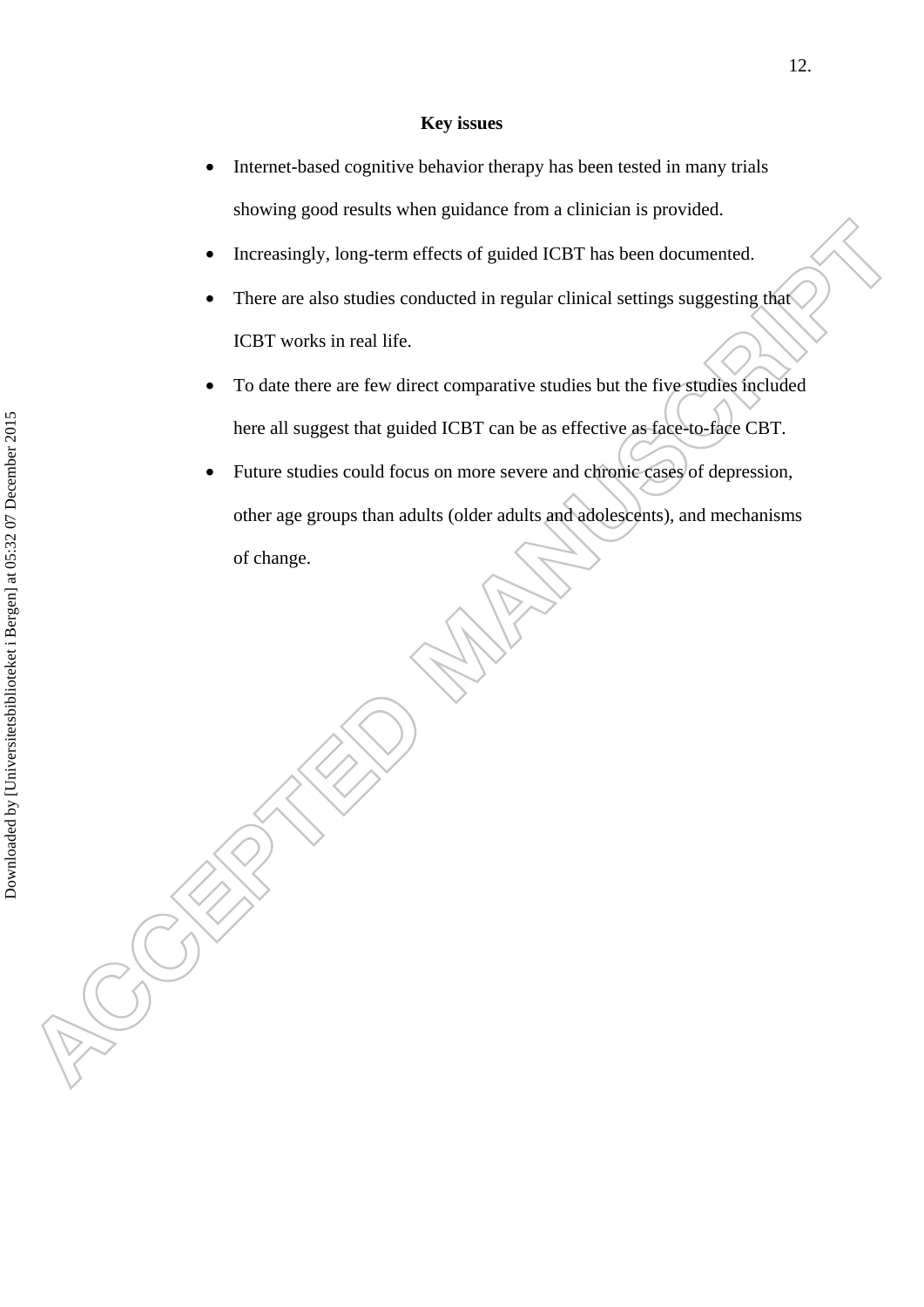**Key issues**

- Internet-based cognitive behavior therapy has been tested in many trials showing good results when guidance from a clinician is provided.
- Increasingly, long-term effects of guided ICBT has been documented.
- There are also studies conducted in regular clinical settings suggesting that ICBT works in real life.
- To date there are few direct comparative studies but the five studies included here all suggest that guided ICBT can be as effective as face-to-face CBT.
- Future studies could focus on more severe and chronic cases of depression, other age groups than adults (older adults and adolescents), and mechanisms of change.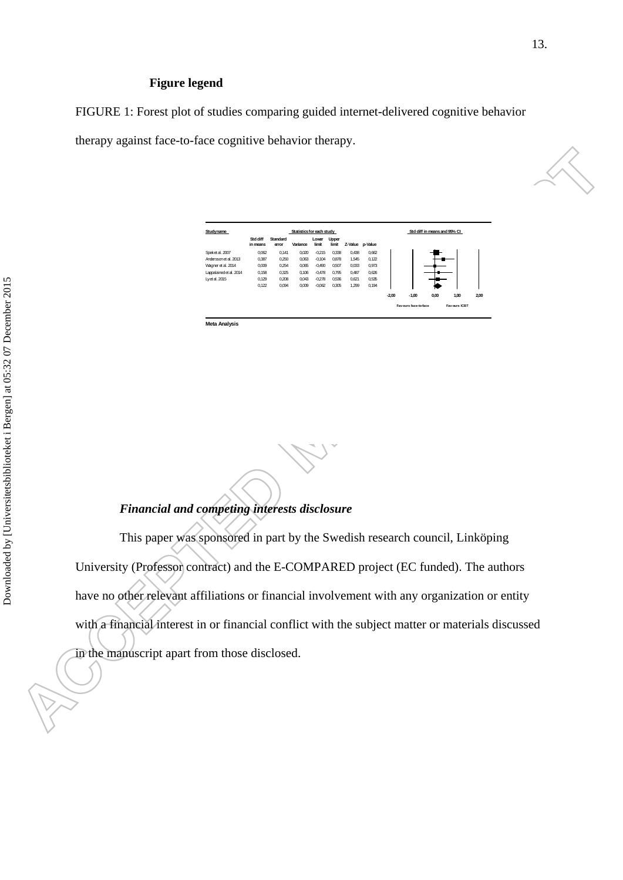**Figure legend**

FIGURE 1: Forest plot of studies comparing guided internet-delivered cognitive behavior therapy against face-to-face cognitive behavior therapy.

| Study name | Std diff in means | Standard error | Variance | Lower limit | Upper limit | Z-Value | p-Value |
|---|---|---|---|---|---|---|---|
| Spek et al. 2007 | 0,062 | 0,141 | 0,020 | -0,215 | 0,338 | 0,438 | 0,662 |
| Andersson et al. 2013 | 0,387 | 0,250 | 0,063 | -0,104 | 0,878 | 1,545 | 0,122 |
| Wagner et al. 2014 | 0,009 | 0,254 | 0,065 | -0,490 | 0,507 | 0,033 | 0,973 |
| Lappalainen et al. 2014 | 0,158 | 0,325 | 0,106 | -0,478 | 0,795 | 0,487 | 0,626 |
| Ly et al. 2015 | 0,129 | 0,208 | 0,043 | -0,278 | 0,536 | 0,621 | 0,535 |
| | 0,122 | 0,094 | 0,009 | -0,062 | 0,305 | 1,299 | 0,194 |

Std diff in means and 95% CI: -2,00 to 2,00; Favours face-to-face / Favours ICBT

Meta Analysis

### *Financial and competing interests disclosure*

This paper was sponsored in part by the Swedish research council, Linköping University (Professor contract) and the E-COMPARED project (EC funded). The authors have no other relevant affiliations or financial involvement with any organization or entity with a financial interest in or financial conflict with the subject matter or materials discussed in the manuscript apart from those disclosed.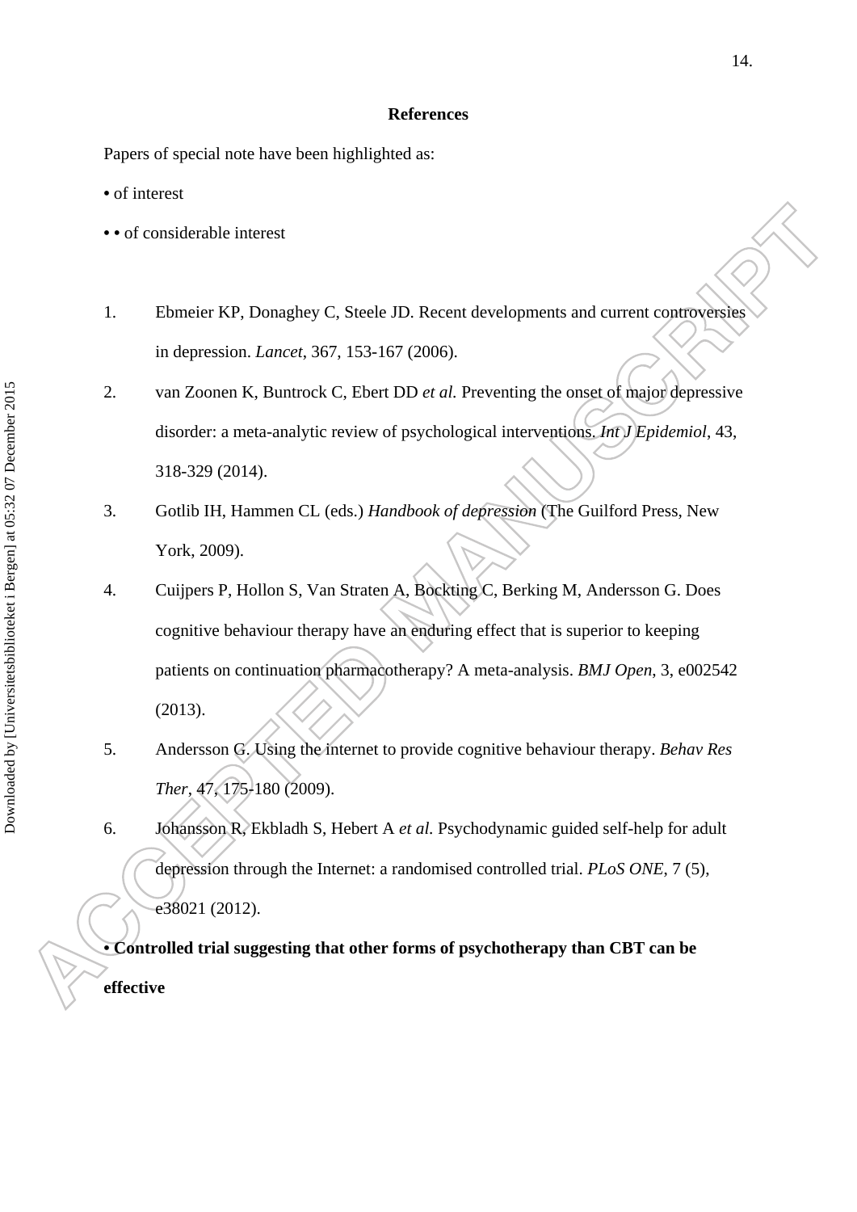## References

Papers of special note have been highlighted as:

• of interest

• • of considerable interest

1. Ebmeier KP, Donaghey C, Steele JD. Recent developments and current controversies in depression. *Lancet*, 367, 153-167 (2006).

2. van Zoonen K, Buntrock C, Ebert DD *et al.* Preventing the onset of major depressive disorder: a meta-analytic review of psychological interventions. *Int J Epidemiol*, 43, 318-329 (2014).

3. Gotlib IH, Hammen CL (eds.) *Handbook of depression* (The Guilford Press, New York, 2009).

4. Cuijpers P, Hollon S, Van Straten A, Bockting C, Berking M, Andersson G. Does cognitive behaviour therapy have an enduring effect that is superior to keeping patients on continuation pharmacotherapy? A meta-analysis. *BMJ Open*, 3, e002542 (2013).

5. Andersson G. Using the internet to provide cognitive behaviour therapy. *Behav Res Ther*, 47, 175-180 (2009).

6. Johansson R, Ekbladh S, Hebert A *et al.* Psychodynamic guided self-help for adult depression through the Internet: a randomised controlled trial. *PLoS ONE*, 7 (5), e38021 (2012).

**• Controlled trial suggesting that other forms of psychotherapy than CBT can be effective**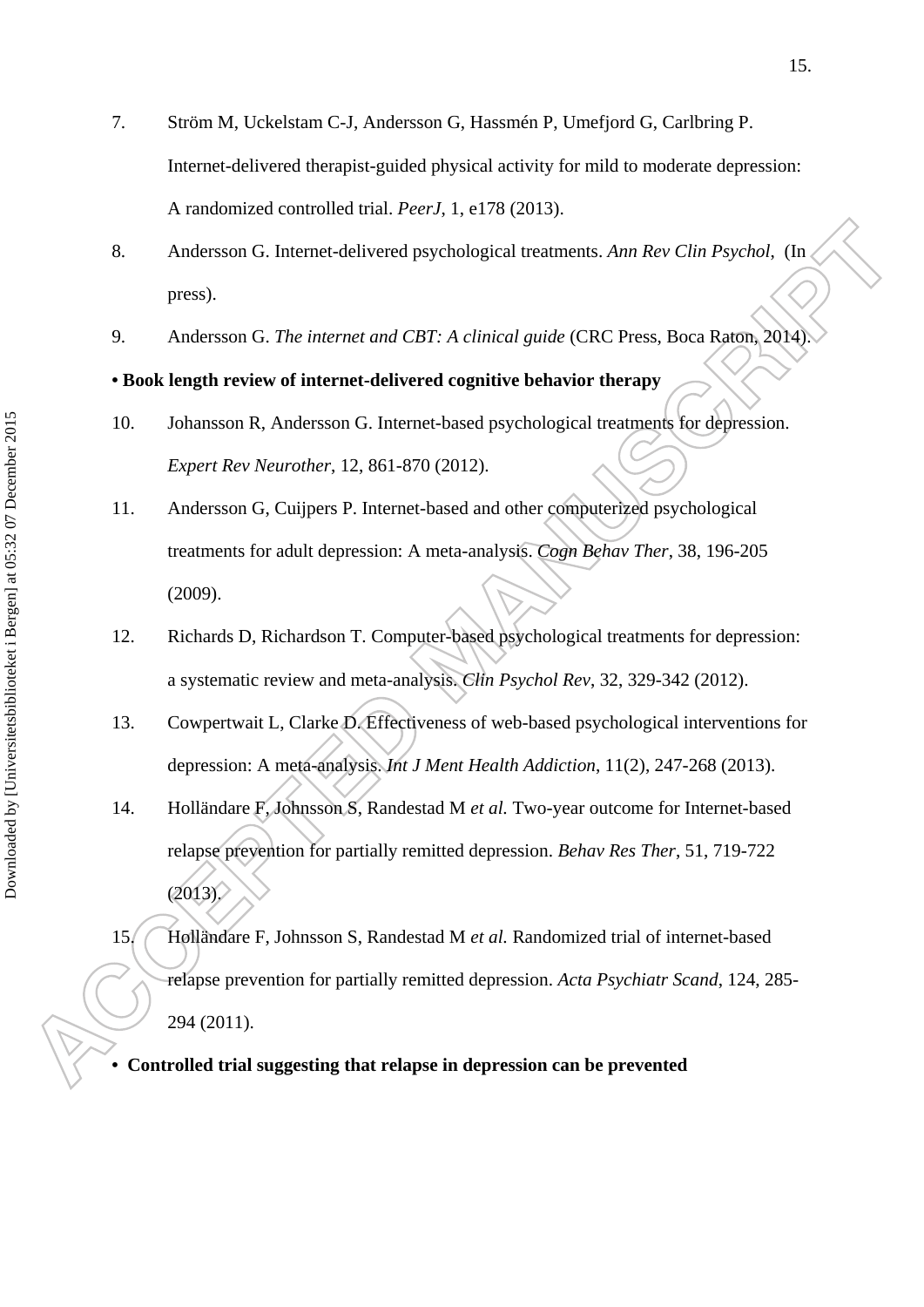7. Ström M, Uckelstam C-J, Andersson G, Hassmén P, Umefjord G, Carlbring P. Internet-delivered therapist-guided physical activity for mild to moderate depression: A randomized controlled trial. *PeerJ*, 1, e178 (2013).
8. Andersson G. Internet-delivered psychological treatments. *Ann Rev Clin Psychol*, (In press).
9. Andersson G. *The internet and CBT: A clinical guide* (CRC Press, Boca Raton, 2014).

**• Book length review of internet-delivered cognitive behavior therapy**

10. Johansson R, Andersson G. Internet-based psychological treatments for depression. *Expert Rev Neurother*, 12, 861-870 (2012).
11. Andersson G, Cuijpers P. Internet-based and other computerized psychological treatments for adult depression: A meta-analysis. *Cogn Behav Ther*, 38, 196-205 (2009).
12. Richards D, Richardson T. Computer-based psychological treatments for depression: a systematic review and meta-analysis. *Clin Psychol Rev*, 32, 329-342 (2012).
13. Cowpertwait L, Clarke D. Effectiveness of web-based psychological interventions for depression: A meta-analysis. *Int J Ment Health Addiction*, 11(2), 247-268 (2013).
14. Holländare F, Johnsson S, Randestad M *et al.* Two-year outcome for Internet-based relapse prevention for partially remitted depression. *Behav Res Ther*, 51, 719-722 (2013).
15. Holländare F, Johnsson S, Randestad M *et al.* Randomized trial of internet-based relapse prevention for partially remitted depression. *Acta Psychiatr Scand*, 124, 285-294 (2011).

**• Controlled trial suggesting that relapse in depression can be prevented**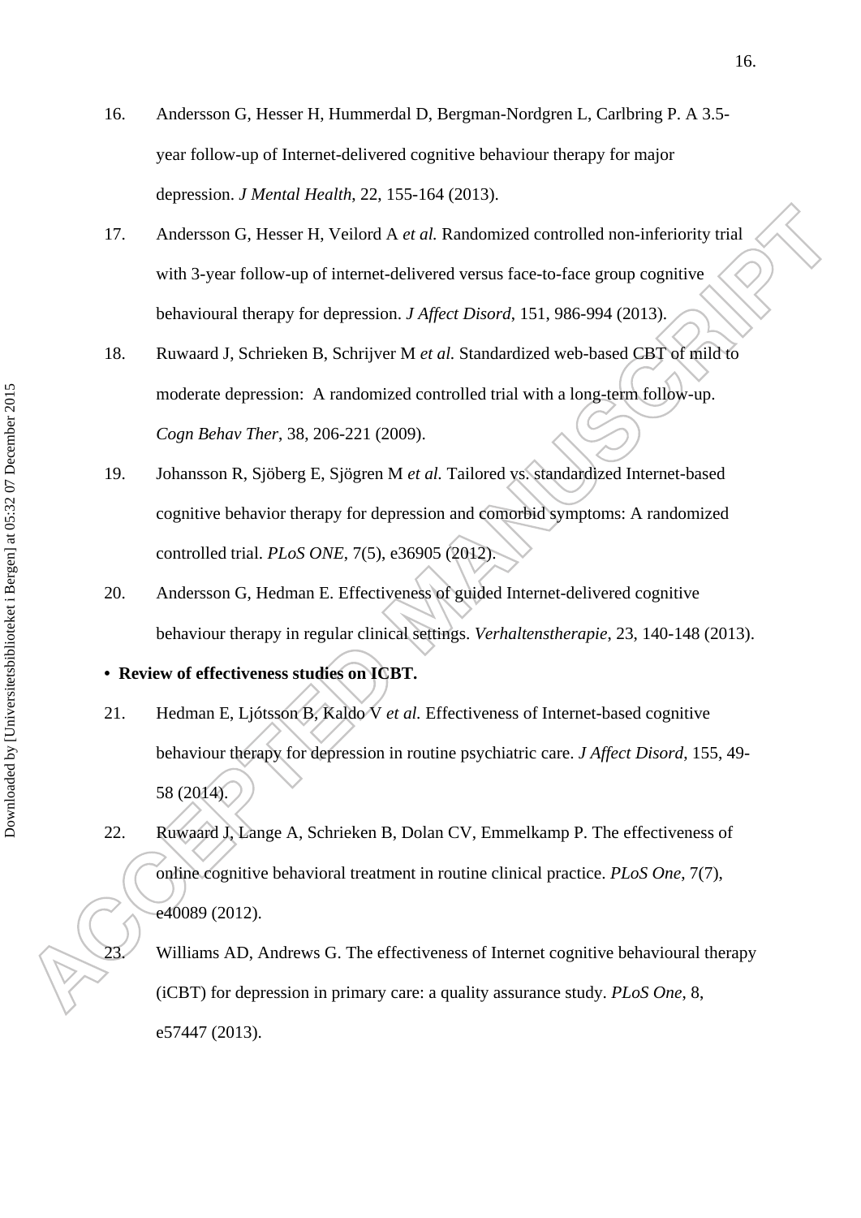16. Andersson G, Hesser H, Hummerdal D, Bergman-Nordgren L, Carlbring P. A 3.5-year follow-up of Internet-delivered cognitive behaviour therapy for major depression. *J Mental Health*, 22, 155-164 (2013).

17. Andersson G, Hesser H, Veilord A *et al.* Randomized controlled non-inferiority trial with 3-year follow-up of internet-delivered versus face-to-face group cognitive behavioural therapy for depression. *J Affect Disord*, 151, 986-994 (2013).

18. Ruwaard J, Schrieken B, Schrijver M *et al.* Standardized web-based CBT of mild to moderate depression: A randomized controlled trial with a long-term follow-up. *Cogn Behav Ther*, 38, 206-221 (2009).

19. Johansson R, Sjöberg E, Sjögren M *et al.* Tailored vs. standardized Internet-based cognitive behavior therapy for depression and comorbid symptoms: A randomized controlled trial. *PLoS ONE*, 7(5), e36905 (2012).

20. Andersson G, Hedman E. Effectiveness of guided Internet-delivered cognitive behaviour therapy in regular clinical settings. *Verhaltenstherapie*, 23, 140-148 (2013).

- **Review of effectiveness studies on ICBT.**

21. Hedman E, Ljótsson B, Kaldo V *et al.* Effectiveness of Internet-based cognitive behaviour therapy for depression in routine psychiatric care. *J Affect Disord*, 155, 49-58 (2014).

22. Ruwaard J, Lange A, Schrieken B, Dolan CV, Emmelkamp P. The effectiveness of online cognitive behavioral treatment in routine clinical practice. *PLoS One*, 7(7), e40089 (2012).

23. Williams AD, Andrews G. The effectiveness of Internet cognitive behavioural therapy (iCBT) for depression in primary care: a quality assurance study. *PLoS One*, 8, e57447 (2013).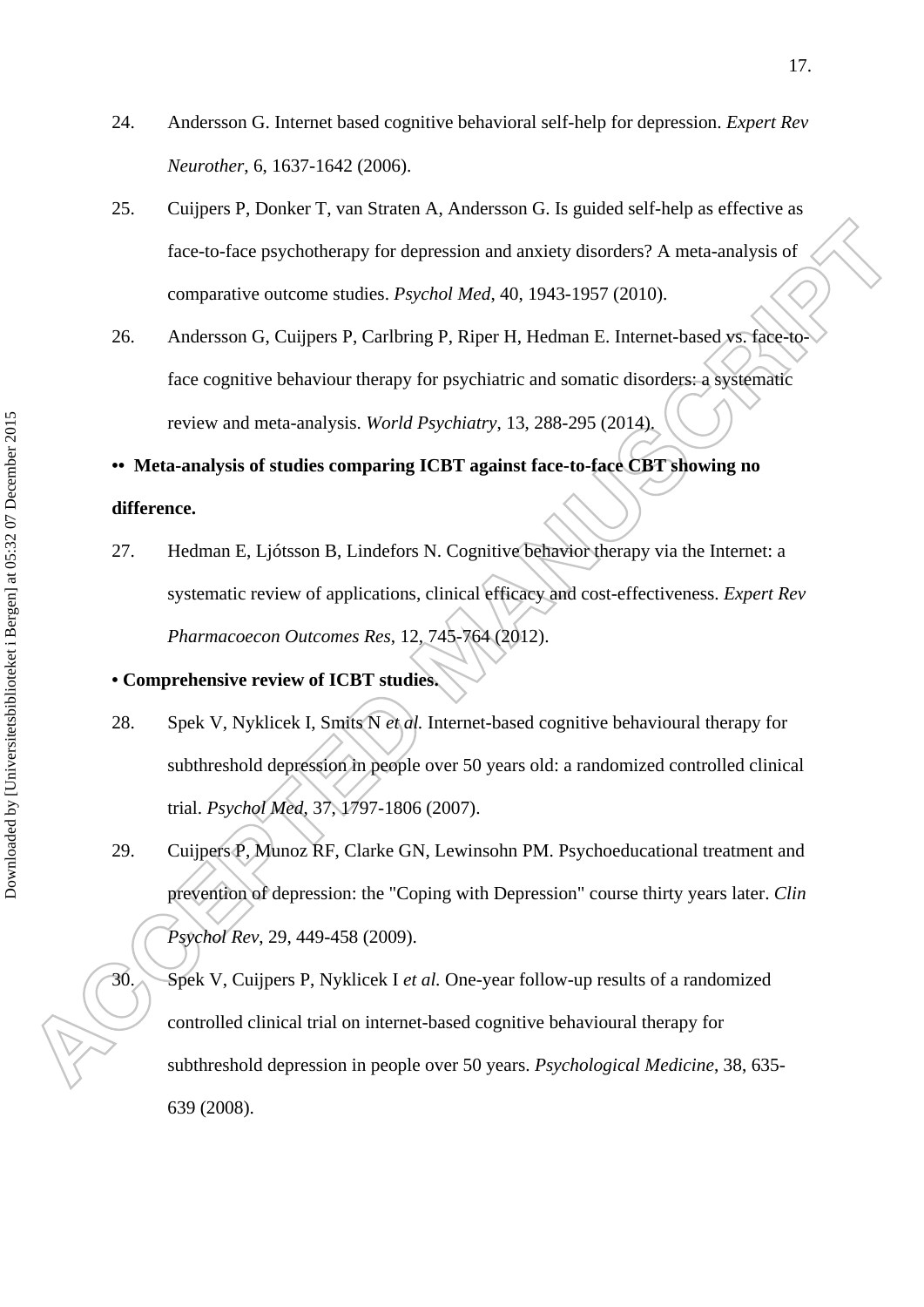24. Andersson G. Internet based cognitive behavioral self-help for depression. *Expert Rev Neurother*, 6, 1637-1642 (2006).

25. Cuijpers P, Donker T, van Straten A, Andersson G. Is guided self-help as effective as face-to-face psychotherapy for depression and anxiety disorders? A meta-analysis of comparative outcome studies. *Psychol Med*, 40, 1943-1957 (2010).

26. Andersson G, Cuijpers P, Carlbring P, Riper H, Hedman E. Internet-based vs. face-to-face cognitive behaviour therapy for psychiatric and somatic disorders: a systematic review and meta-analysis. *World Psychiatry*, 13, 288-295 (2014).

**•• Meta-analysis of studies comparing ICBT against face-to-face CBT showing no difference.**

27. Hedman E, Ljótsson B, Lindefors N. Cognitive behavior therapy via the Internet: a systematic review of applications, clinical efficacy and cost-effectiveness. *Expert Rev Pharmacoecon Outcomes Res*, 12, 745-764 (2012).

**• Comprehensive review of ICBT studies.**

28. Spek V, Nyklicek I, Smits N *et al.* Internet-based cognitive behavioural therapy for subthreshold depression in people over 50 years old: a randomized controlled clinical trial. *Psychol Med*, 37, 1797-1806 (2007).

29. Cuijpers P, Munoz RF, Clarke GN, Lewinsohn PM. Psychoeducational treatment and prevention of depression: the "Coping with Depression" course thirty years later. *Clin Psychol Rev*, 29, 449-458 (2009).

30. Spek V, Cuijpers P, Nyklicek I *et al.* One-year follow-up results of a randomized controlled clinical trial on internet-based cognitive behavioural therapy for subthreshold depression in people over 50 years. *Psychological Medicine*, 38, 635-639 (2008).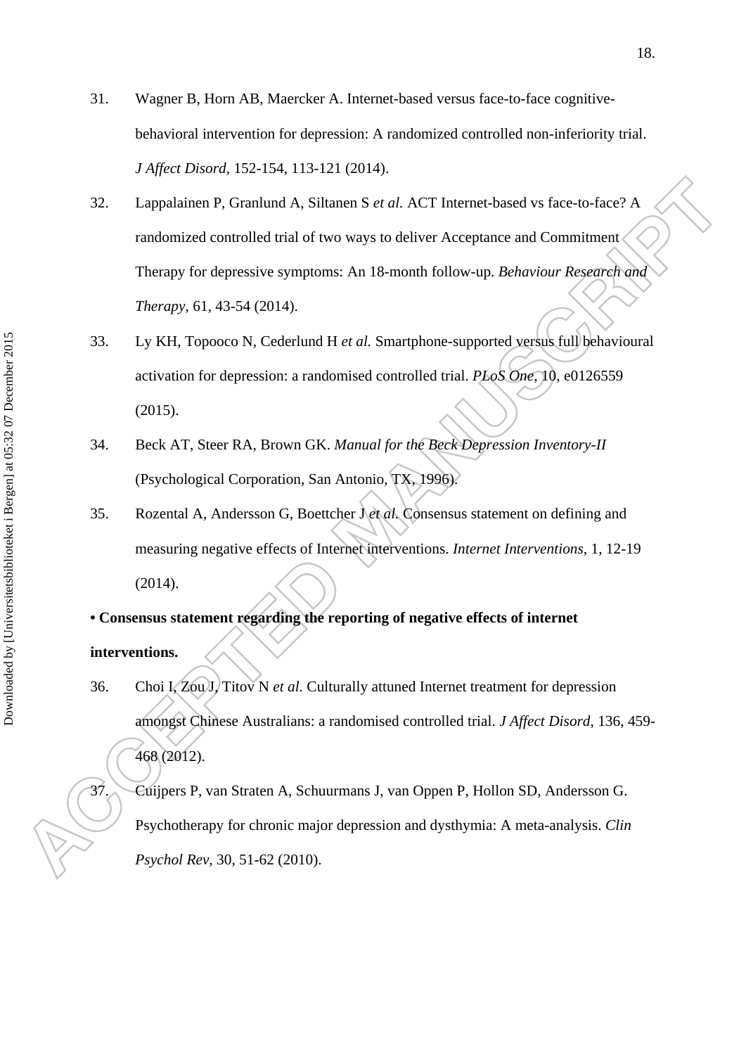31. Wagner B, Horn AB, Maercker A. Internet-based versus face-to-face cognitive-behavioral intervention for depression: A randomized controlled non-inferiority trial. *J Affect Disord*, 152-154, 113-121 (2014).

32. Lappalainen P, Granlund A, Siltanen S *et al.* ACT Internet-based vs face-to-face? A randomized controlled trial of two ways to deliver Acceptance and Commitment Therapy for depressive symptoms: An 18-month follow-up. *Behaviour Research and Therapy*, 61, 43-54 (2014).

33. Ly KH, Topooco N, Cederlund H *et al.* Smartphone-supported versus full behavioural activation for depression: a randomised controlled trial. *PLoS One*, 10, e0126559 (2015).

34. Beck AT, Steer RA, Brown GK. *Manual for the Beck Depression Inventory-II* (Psychological Corporation, San Antonio, TX, 1996).

35. Rozental A, Andersson G, Boettcher J *et al.* Consensus statement on defining and measuring negative effects of Internet interventions. *Internet Interventions*, 1, 12-19 (2014).

**• Consensus statement regarding the reporting of negative effects of internet interventions.**

36. Choi I, Zou J, Titov N *et al.* Culturally attuned Internet treatment for depression amongst Chinese Australians: a randomised controlled trial. *J Affect Disord*, 136, 459-468 (2012).

37. Cuijpers P, van Straten A, Schuurmans J, van Oppen P, Hollon SD, Andersson G. Psychotherapy for chronic major depression and dysthymia: A meta-analysis. *Clin Psychol Rev*, 30, 51-62 (2010).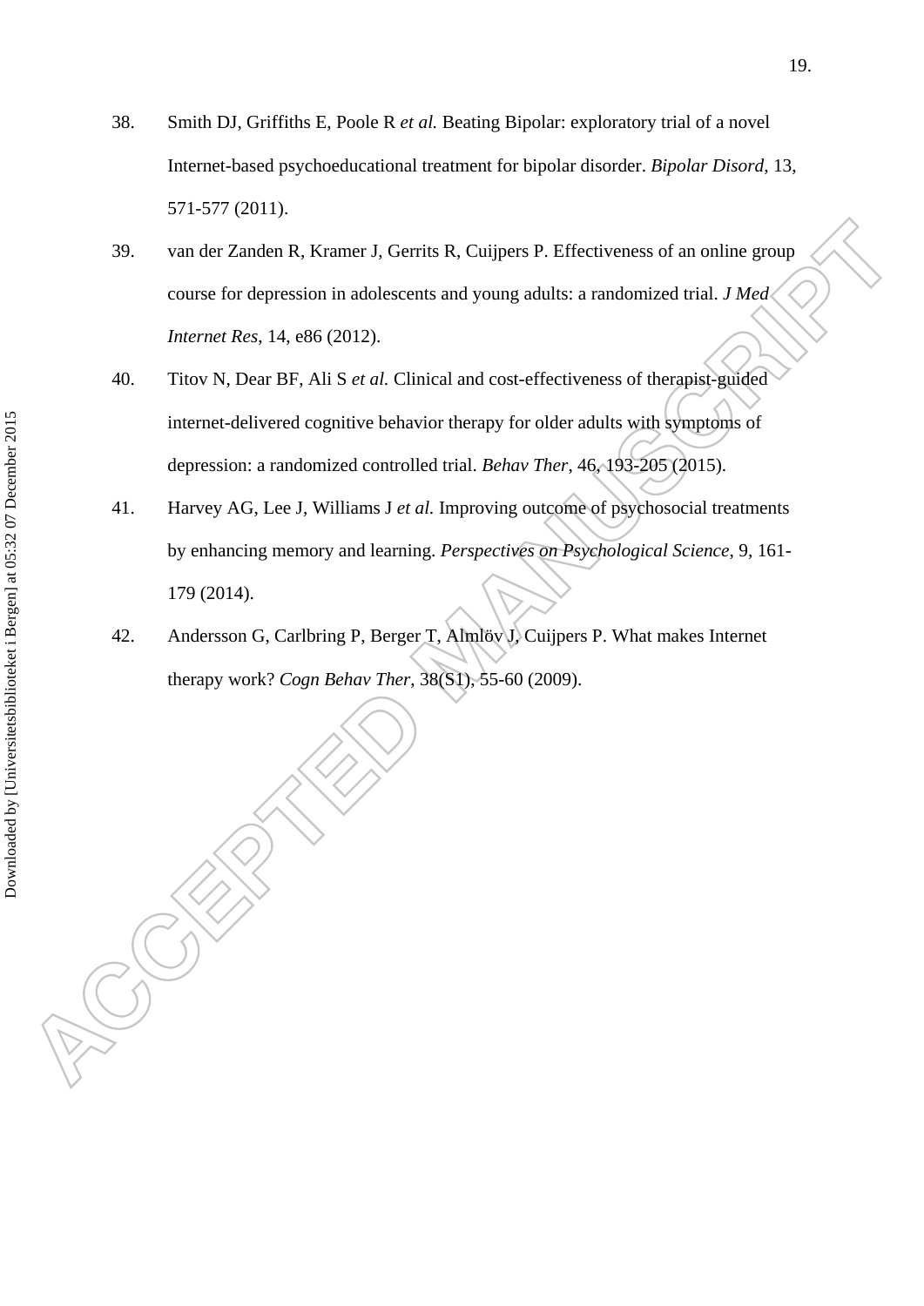38. Smith DJ, Griffiths E, Poole R *et al.* Beating Bipolar: exploratory trial of a novel Internet-based psychoeducational treatment for bipolar disorder. *Bipolar Disord*, 13, 571-577 (2011).

39. van der Zanden R, Kramer J, Gerrits R, Cuijpers P. Effectiveness of an online group course for depression in adolescents and young adults: a randomized trial. *J Med Internet Res*, 14, e86 (2012).

40. Titov N, Dear BF, Ali S *et al.* Clinical and cost-effectiveness of therapist-guided internet-delivered cognitive behavior therapy for older adults with symptoms of depression: a randomized controlled trial. *Behav Ther*, 46, 193-205 (2015).

41. Harvey AG, Lee J, Williams J *et al.* Improving outcome of psychosocial treatments by enhancing memory and learning. *Perspectives on Psychological Science*, 9, 161-179 (2014).

42. Andersson G, Carlbring P, Berger T, Almlöv J, Cuijpers P. What makes Internet therapy work? *Cogn Behav Ther*, 38(S1), 55-60 (2009).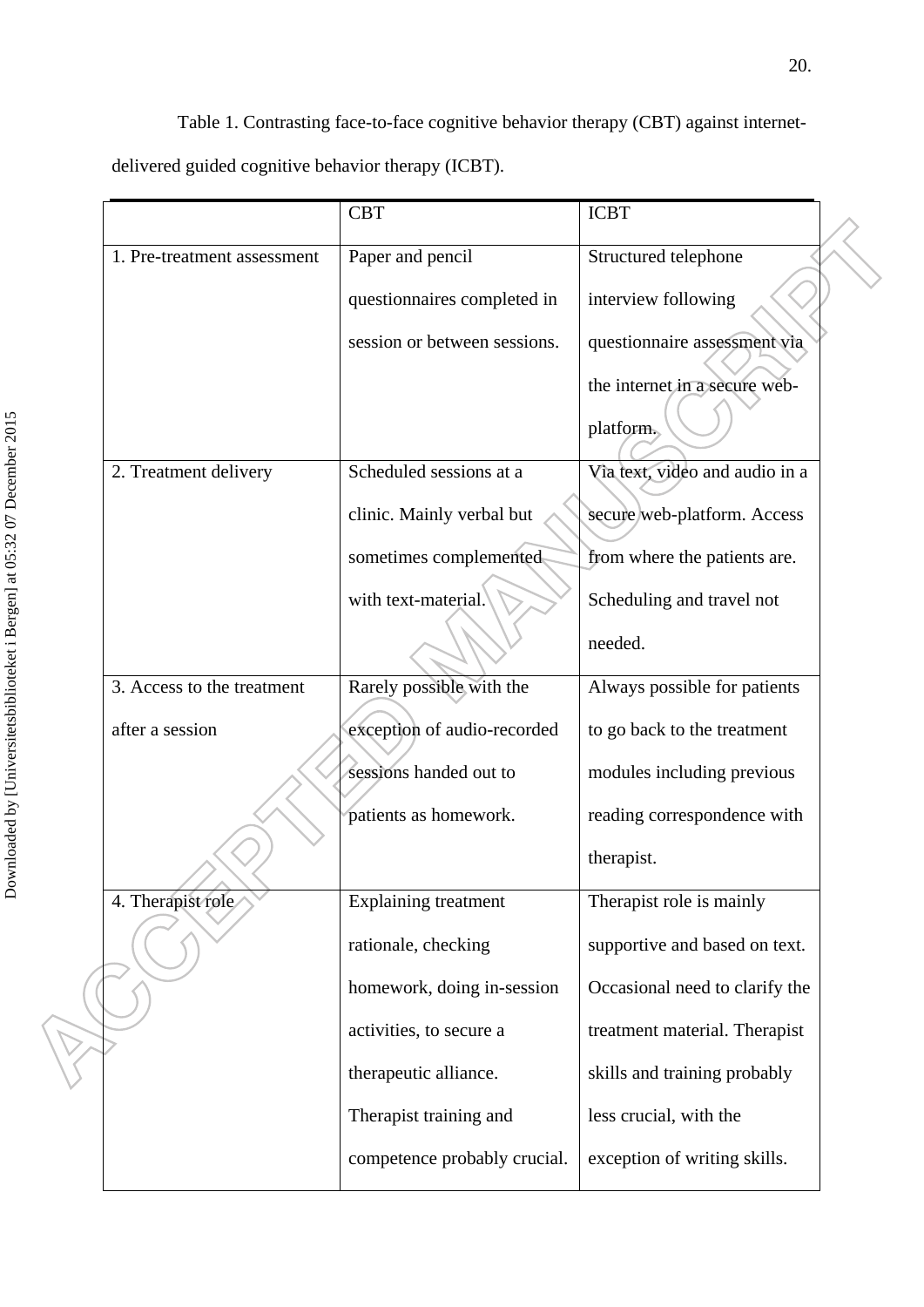Table 1. Contrasting face-to-face cognitive behavior therapy (CBT) against internet-delivered guided cognitive behavior therapy (ICBT).

| | CBT | ICBT |
|---|---|---|
| 1. Pre-treatment assessment | Paper and pencil questionnaires completed in session or between sessions. | Structured telephone interview following questionnaire assessment via the internet in a secure web-platform. |
| 2. Treatment delivery | Scheduled sessions at a clinic. Mainly verbal but sometimes complemented with text-material. | Via text, video and audio in a secure web-platform. Access from where the patients are. Scheduling and travel not needed. |
| 3. Access to the treatment after a session | Rarely possible with the exception of audio-recorded sessions handed out to patients as homework. | Always possible for patients to go back to the treatment modules including previous reading correspondence with therapist. |
| 4. Therapist role | Explaining treatment rationale, checking homework, doing in-session activities, to secure a therapeutic alliance. Therapist training and competence probably crucial. | Therapist role is mainly supportive and based on text. Occasional need to clarify the treatment material. Therapist skills and training probably less crucial, with the exception of writing skills. |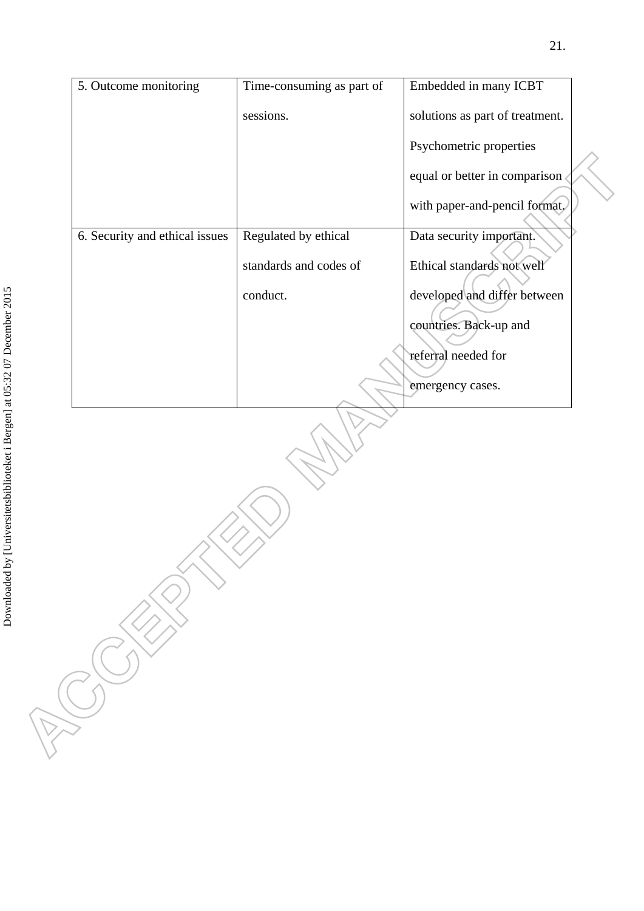| | | |
|---|---|---|
| 5. Outcome monitoring | Time-consuming as part of sessions. | Embedded in many ICBT solutions as part of treatment. Psychometric properties equal or better in comparison with paper-and-pencil format. |
| 6. Security and ethical issues | Regulated by ethical standards and codes of conduct. | Data security important. Ethical standards not well developed and differ between countries. Back-up and referral needed for emergency cases. |